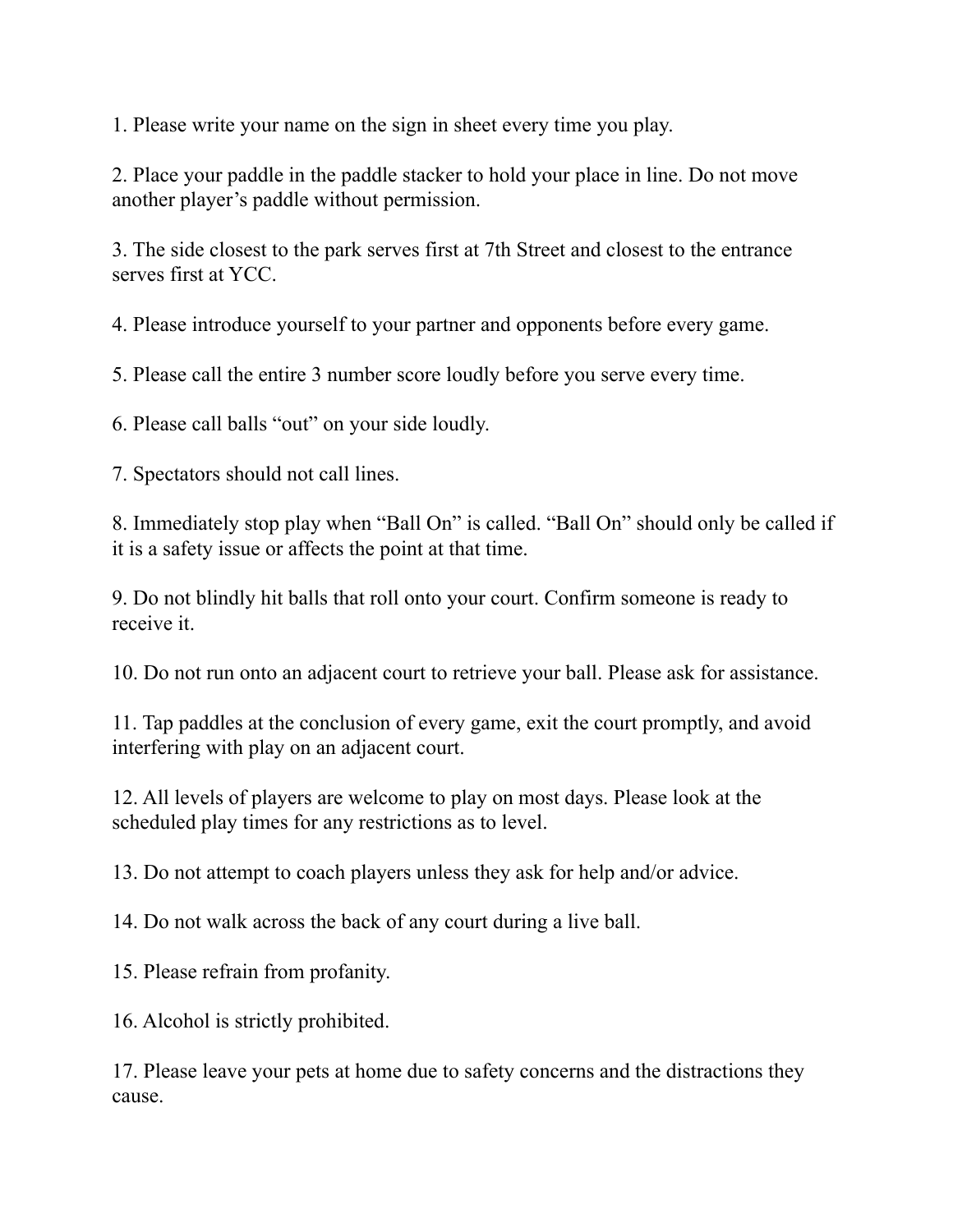1. Please write your name on the sign in sheet every time you play.

2. Place your paddle in the paddle stacker to hold your place in line. Do not move another player's paddle without permission.

3. The side closest to the park serves first at 7th Street and closest to the entrance serves first at YCC.

4. Please introduce yourself to your partner and opponents before every game.

5. Please call the entire 3 number score loudly before you serve every time.

6. Please call balls "out" on your side loudly.

7. Spectators should not call lines.

8. Immediately stop play when "Ball On" is called. "Ball On" should only be called if it is a safety issue or affects the point at that time.

9. Do not blindly hit balls that roll onto your court. Confirm someone is ready to receive it.

10. Do not run onto an adjacent court to retrieve your ball. Please ask for assistance.

11. Tap paddles at the conclusion of every game, exit the court promptly, and avoid interfering with play on an adjacent court.

12. All levels of players are welcome to play on most days. Please look at the scheduled play times for any restrictions as to level.

13. Do not attempt to coach players unless they ask for help and/or advice.

14. Do not walk across the back of any court during a live ball.

15. Please refrain from profanity.

16. Alcohol is strictly prohibited.

17. Please leave your pets at home due to safety concerns and the distractions they cause.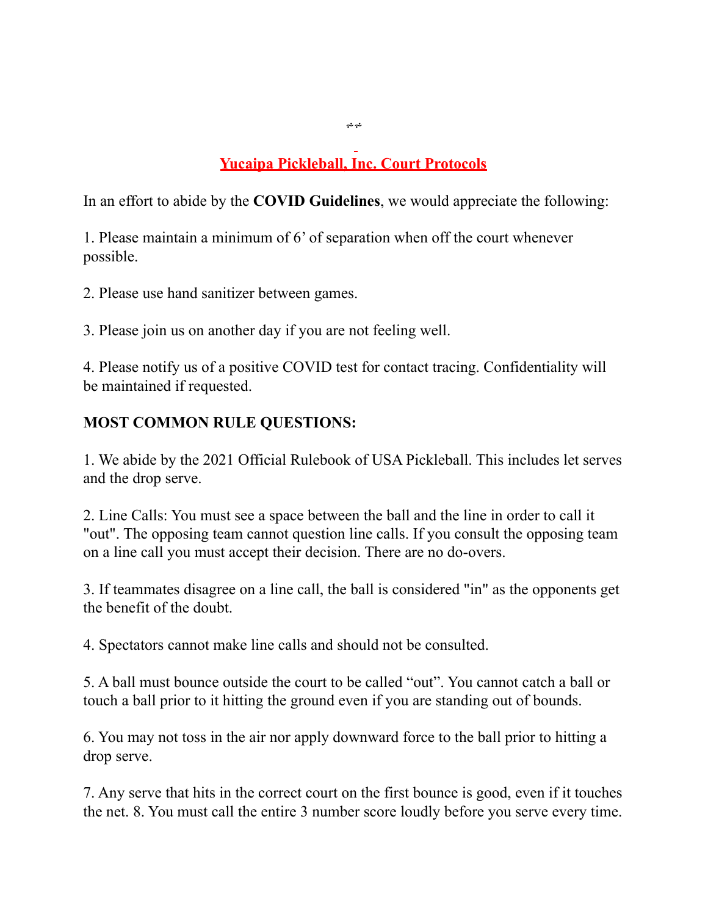## Yucaipa Pickleball, Inc. Court Protocols

In an effort to abide by the **COVID Guidelines**, we would appreciate the following:

1. Please maintain a minimum of 6' of separation when off the court whenever possible.

2. Please use hand sanitizer between games.

3. Please join us on another day if you are not feeling well.

4. Please notify us of a positive COVID test for contact tracing. Confidentiality will be maintained if requested.

**MOST COMMON RULE QUESTIONS:**

1. We abide by the 2021 Official Rulebook of USA Pickleball. This includes let serves and the drop serve.

2. Line Calls: You must see a space between the ball and the line in order to call it "out". The opposing team cannot question line calls. If you consult the opposing team on a line call you must accept their decision. There are no do-overs.

3. If teammates disagree on a line call, the ball is considered "in" as the opponents get the benefit of the doubt.

4. Spectators cannot make line calls and should not be consulted.

5. A ball must bounce outside the court to be called "out". You cannot catch a ball or touch a ball prior to it hitting the ground even if you are standing out of bounds.

6. You may not toss in the air nor apply downward force to the ball prior to hitting a drop serve.

7. Any serve that hits in the correct court on the first bounce is good, even if it touches the net. 8. You must call the entire 3 number score loudly before you serve every time.